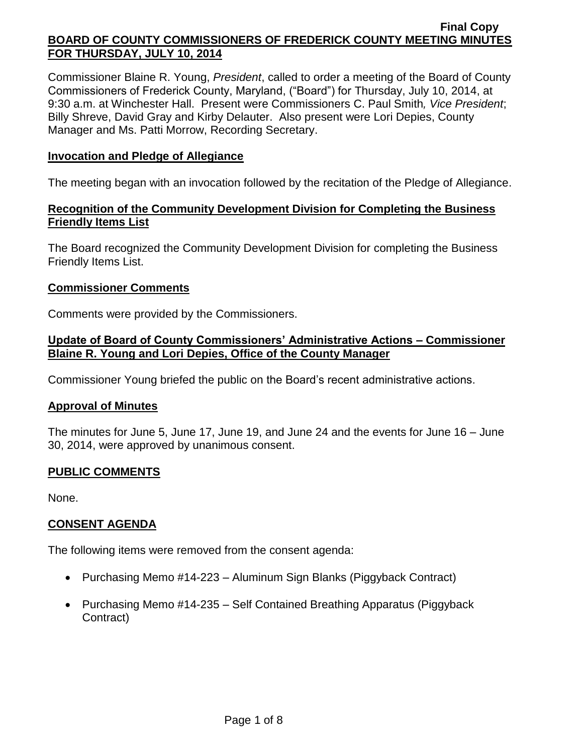**Final Copy**

**BOARD OF COUNTY COMMISSIONERS OF FREDERICK COUNTY MEETING MINUTES FOR THURSDAY, JULY 10, 2014**

Commissioner Blaine R. Young, *President*, called to order a meeting of the Board of County Commissioners of Frederick County, Maryland, ("Board") for Thursday, July 10, 2014, at 9:30 a.m. at Winchester Hall. Present were Commissioners C. Paul Smith*, Vice President*; Billy Shreve, David Gray and Kirby Delauter. Also present were Lori Depies, County Manager and Ms. Patti Morrow, Recording Secretary.

**Invocation and Pledge of Allegiance**

The meeting began with an invocation followed by the recitation of the Pledge of Allegiance.

**Recognition of the Community Development Division for Completing the Business Friendly Items List**

The Board recognized the Community Development Division for completing the Business Friendly Items List.

**Commissioner Comments**

Comments were provided by the Commissioners.

**Update of Board of County Commissioners' Administrative Actions – Commissioner Blaine R. Young and Lori Depies, Office of the County Manager**

Commissioner Young briefed the public on the Board's recent administrative actions.

**Approval of Minutes**

The minutes for June 5, June 17, June 19, and June 24 and the events for June 16 – June 30, 2014, were approved by unanimous consent.

**PUBLIC COMMENTS**

None.

**CONSENT AGENDA**

The following items were removed from the consent agenda:

- Purchasing Memo #14-223 – Aluminum Sign Blanks (Piggyback Contract)
- Purchasing Memo #14-235 – Self Contained Breathing Apparatus (Piggyback Contract)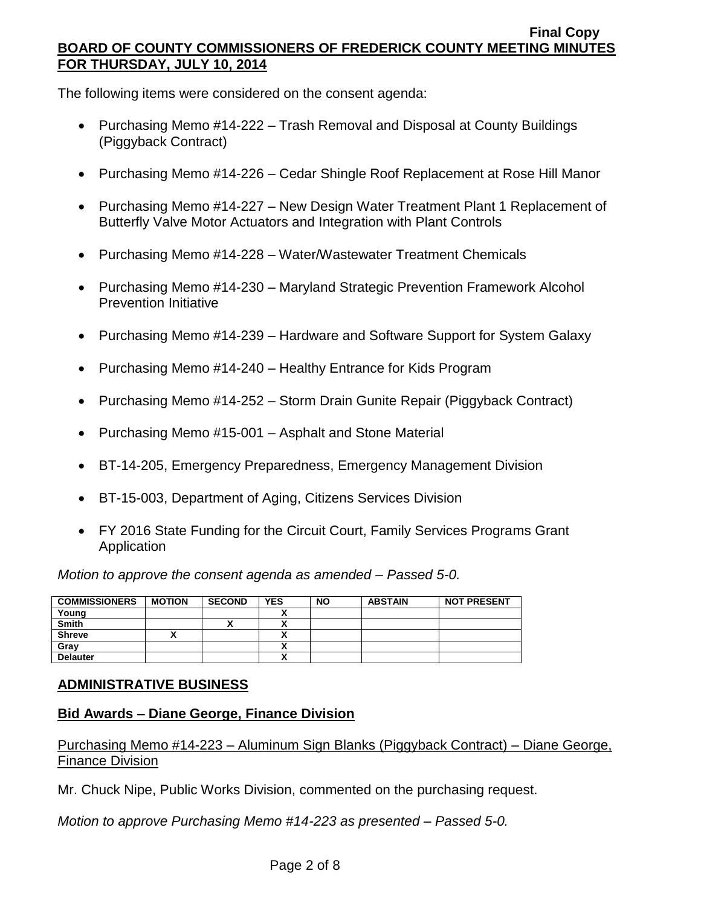The following items were considered on the consent agenda:

- Purchasing Memo #14-222 – Trash Removal and Disposal at County Buildings (Piggyback Contract)
- Purchasing Memo #14-226 – Cedar Shingle Roof Replacement at Rose Hill Manor
- Purchasing Memo #14-227 – New Design Water Treatment Plant 1 Replacement of Butterfly Valve Motor Actuators and Integration with Plant Controls
- Purchasing Memo #14-228 – Water/Wastewater Treatment Chemicals
- Purchasing Memo #14-230 – Maryland Strategic Prevention Framework Alcohol Prevention Initiative
- Purchasing Memo #14-239 – Hardware and Software Support for System Galaxy
- Purchasing Memo #14-240 – Healthy Entrance for Kids Program
- Purchasing Memo #14-252 – Storm Drain Gunite Repair (Piggyback Contract)
- Purchasing Memo #15-001 – Asphalt and Stone Material
- BT-14-205, Emergency Preparedness, Emergency Management Division
- BT-15-003, Department of Aging, Citizens Services Division
- FY 2016 State Funding for the Circuit Court, Family Services Programs Grant Application

*Motion to approve the consent agenda as amended – Passed 5-0.*

| COMMISSIONERS | MOTION | SECOND | YES | NO | ABSTAIN | NOT PRESENT |
|---|---|---|---|---|---|---|
| Young | | | X | | | |
| Smith | | X | X | | | |
| Shreve | X | | X | | | |
| Gray | | | X | | | |
| Delauter | | | X | | | |

## ADMINISTRATIVE BUSINESS

### Bid Awards – Diane George, Finance Division

Purchasing Memo #14-223 – Aluminum Sign Blanks (Piggyback Contract) – Diane George, Finance Division

Mr. Chuck Nipe, Public Works Division, commented on the purchasing request.

*Motion to approve Purchasing Memo #14-223 as presented – Passed 5-0.*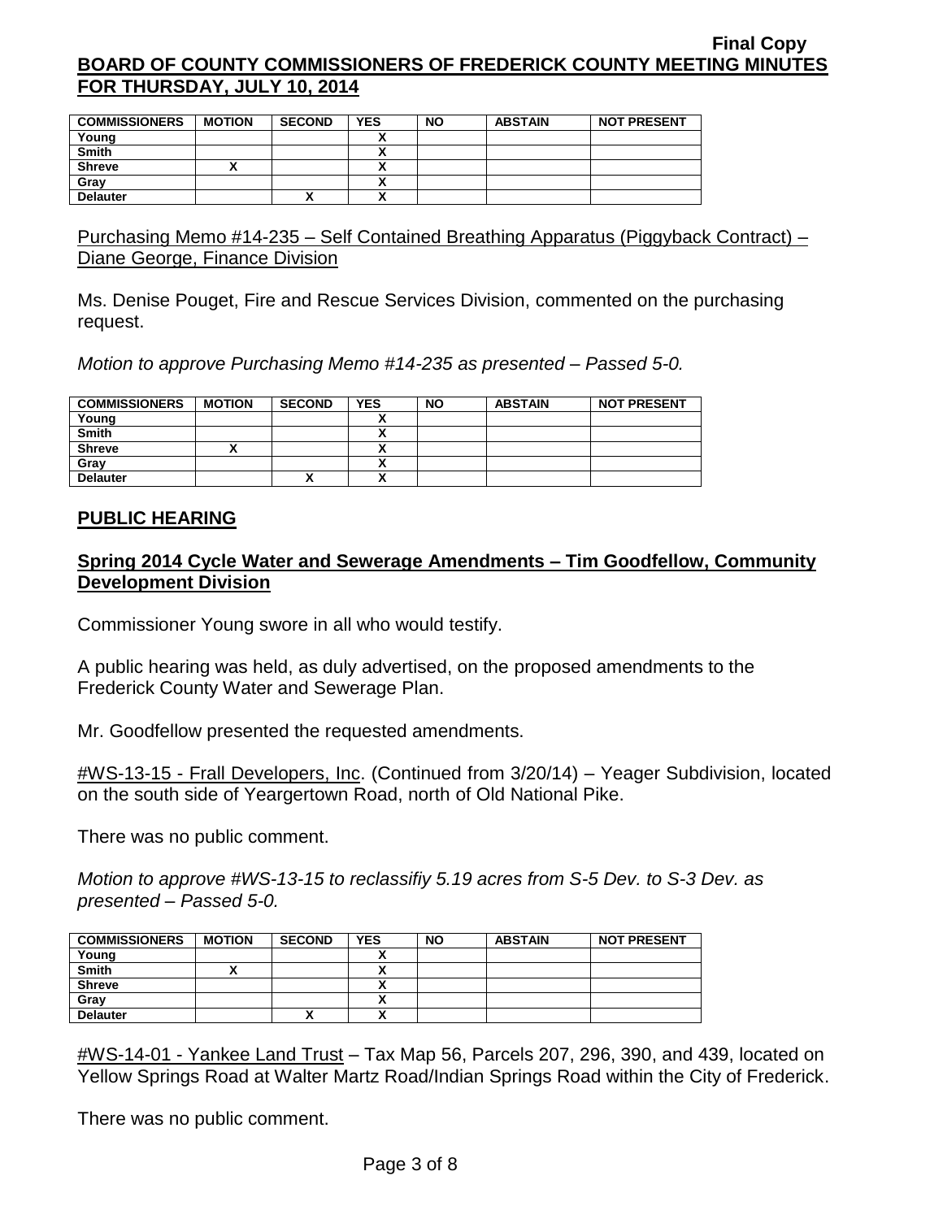| COMMISSIONERS | MOTION | SECOND | YES | NO | ABSTAIN | NOT PRESENT |
|---|---|---|---|---|---|---|
| Young | | | X | | | |
| Smith | | | X | | | |
| Shreve | X | | X | | | |
| Gray | | | X | | | |
| Delauter | | X | X | | | |

Purchasing Memo #14-235 – Self Contained Breathing Apparatus (Piggyback Contract) – Diane George, Finance Division

Ms. Denise Pouget, Fire and Rescue Services Division, commented on the purchasing request.

*Motion to approve Purchasing Memo #14-235 as presented – Passed 5-0.*

| COMMISSIONERS | MOTION | SECOND | YES | NO | ABSTAIN | NOT PRESENT |
|---|---|---|---|---|---|---|
| Young | | | X | | | |
| Smith | | | X | | | |
| Shreve | X | | X | | | |
| Gray | | | X | | | |
| Delauter | | X | X | | | |

## PUBLIC HEARING

### Spring 2014 Cycle Water and Sewerage Amendments – Tim Goodfellow, Community Development Division

Commissioner Young swore in all who would testify.

A public hearing was held, as duly advertised, on the proposed amendments to the Frederick County Water and Sewerage Plan.

Mr. Goodfellow presented the requested amendments.

#WS-13-15 - Frall Developers, Inc. (Continued from 3/20/14) – Yeager Subdivision, located on the south side of Yeargertown Road, north of Old National Pike.

There was no public comment.

*Motion to approve #WS-13-15 to reclassifiy 5.19 acres from S-5 Dev. to S-3 Dev. as presented – Passed 5-0.*

| COMMISSIONERS | MOTION | SECOND | YES | NO | ABSTAIN | NOT PRESENT |
|---|---|---|---|---|---|---|
| Young | | | X | | | |
| Smith | X | | X | | | |
| Shreve | | | X | | | |
| Gray | | | X | | | |
| Delauter | | X | X | | | |

#WS-14-01 - Yankee Land Trust – Tax Map 56, Parcels 207, 296, 390, and 439, located on Yellow Springs Road at Walter Martz Road/Indian Springs Road within the City of Frederick.

There was no public comment.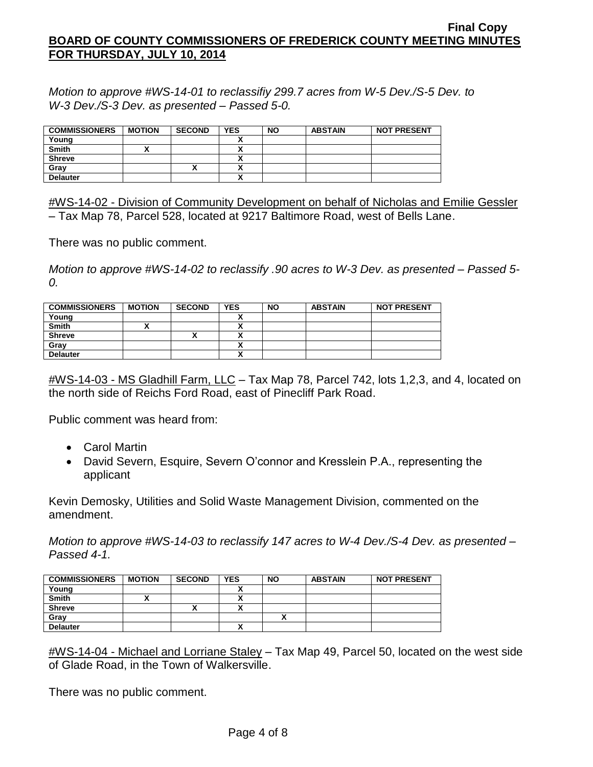*Motion to approve #WS-14-01 to reclassifiy 299.7 acres from W-5 Dev./S-5 Dev. to W-3 Dev./S-3 Dev. as presented – Passed 5-0.*

| COMMISSIONERS | MOTION | SECOND | YES | NO | ABSTAIN | NOT PRESENT |
|---|---|---|---|---|---|---|
| Young | | | X | | | |
| Smith | X | | X | | | |
| Shreve | | | X | | | |
| Gray | | X | X | | | |
| Delauter | | | X | | | |

#WS-14-02 - Division of Community Development on behalf of Nicholas and Emilie Gessler – Tax Map 78, Parcel 528, located at 9217 Baltimore Road, west of Bells Lane.

There was no public comment.

*Motion to approve #WS-14-02 to reclassify .90 acres to W-3 Dev. as presented – Passed 5-0.*

| COMMISSIONERS | MOTION | SECOND | YES | NO | ABSTAIN | NOT PRESENT |
|---|---|---|---|---|---|---|
| Young | | | X | | | |
| Smith | X | | X | | | |
| Shreve | | X | X | | | |
| Gray | | | X | | | |
| Delauter | | | X | | | |

#WS-14-03 - MS Gladhill Farm, LLC – Tax Map 78, Parcel 742, lots 1,2,3, and 4, located on the north side of Reichs Ford Road, east of Pinecliff Park Road.

Public comment was heard from:

- Carol Martin
- David Severn, Esquire, Severn O'connor and Kresslein P.A., representing the applicant

Kevin Demosky, Utilities and Solid Waste Management Division, commented on the amendment.

*Motion to approve #WS-14-03 to reclassify 147 acres to W-4 Dev./S-4 Dev. as presented – Passed 4-1.*

| COMMISSIONERS | MOTION | SECOND | YES | NO | ABSTAIN | NOT PRESENT |
|---|---|---|---|---|---|---|
| Young | | | X | | | |
| Smith | X | | X | | | |
| Shreve | | X | X | | | |
| Gray | | | | X | | |
| Delauter | | | X | | | |

#WS-14-04 - Michael and Lorriane Staley – Tax Map 49, Parcel 50, located on the west side of Glade Road, in the Town of Walkersville.

There was no public comment.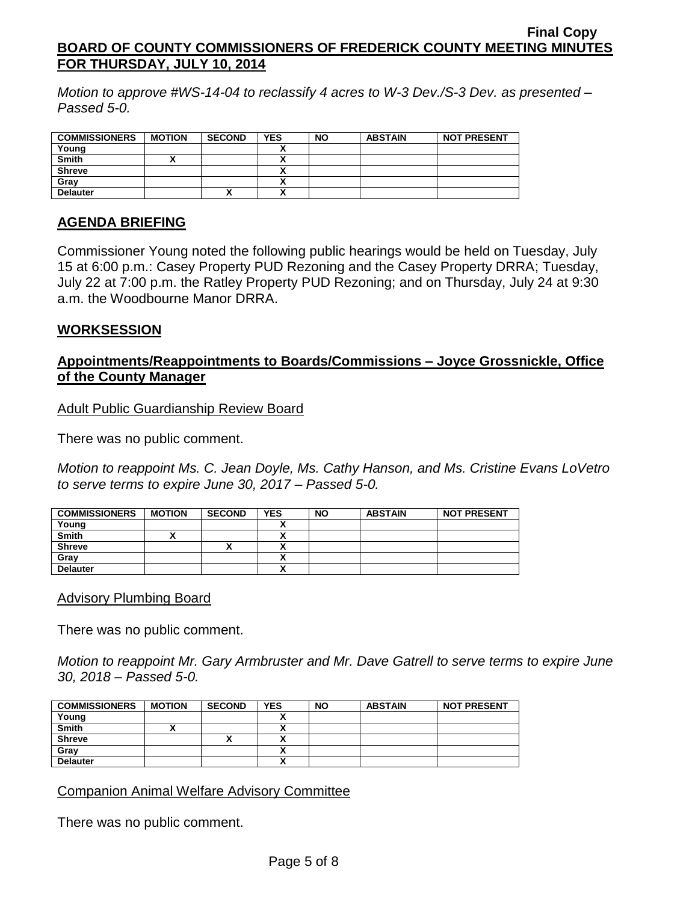*Motion to approve #WS-14-04 to reclassify 4 acres to W-3 Dev./S-3 Dev. as presented – Passed 5-0.*

| COMMISSIONERS | MOTION | SECOND | YES | NO | ABSTAIN | NOT PRESENT |
|---|---|---|---|---|---|---|
| Young | | | X | | | |
| Smith | X | | X | | | |
| Shreve | | | X | | | |
| Gray | | | X | | | |
| Delauter | | X | X | | | |

## AGENDA BRIEFING

Commissioner Young noted the following public hearings would be held on Tuesday, July 15 at 6:00 p.m.: Casey Property PUD Rezoning and the Casey Property DRRA; Tuesday, July 22 at 7:00 p.m. the Ratley Property PUD Rezoning; and on Thursday, July 24 at 9:30 a.m. the Woodbourne Manor DRRA.

## WORKSESSION

### Appointments/Reappointments to Boards/Commissions – Joyce Grossnickle, Office of the County Manager

Adult Public Guardianship Review Board

There was no public comment.

*Motion to reappoint Ms. C. Jean Doyle, Ms. Cathy Hanson, and Ms. Cristine Evans LoVetro to serve terms to expire June 30, 2017 – Passed 5-0.*

| COMMISSIONERS | MOTION | SECOND | YES | NO | ABSTAIN | NOT PRESENT |
|---|---|---|---|---|---|---|
| Young | | | X | | | |
| Smith | X | | X | | | |
| Shreve | | X | X | | | |
| Gray | | | X | | | |
| Delauter | | | X | | | |

Advisory Plumbing Board

There was no public comment.

*Motion to reappoint Mr. Gary Armbruster and Mr. Dave Gatrell to serve terms to expire June 30, 2018 – Passed 5-0.*

| COMMISSIONERS | MOTION | SECOND | YES | NO | ABSTAIN | NOT PRESENT |
|---|---|---|---|---|---|---|
| Young | | | X | | | |
| Smith | X | | X | | | |
| Shreve | | X | X | | | |
| Gray | | | X | | | |
| Delauter | | | X | | | |

Companion Animal Welfare Advisory Committee

There was no public comment.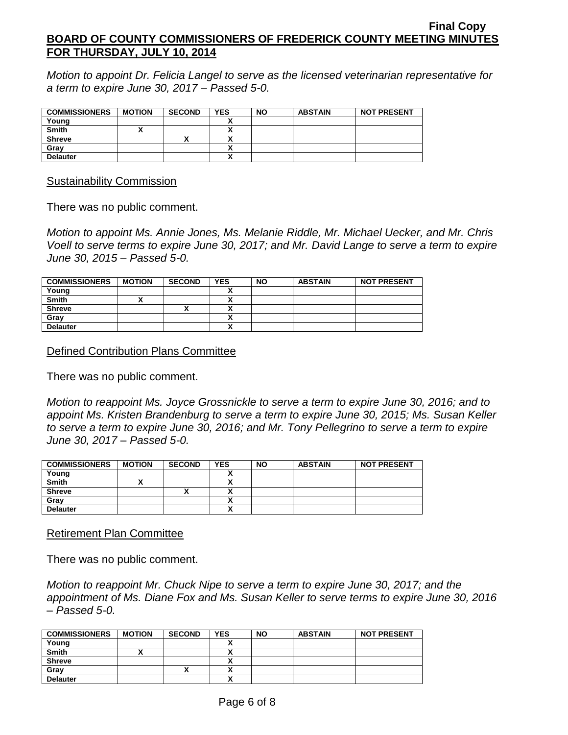*Motion to appoint Dr. Felicia Langel to serve as the licensed veterinarian representative for a term to expire June 30, 2017 – Passed 5-0.*

| COMMISSIONERS | MOTION | SECOND | YES | NO | ABSTAIN | NOT PRESENT |
|---|---|---|---|---|---|---|
| Young | | | X | | | |
| Smith | X | | X | | | |
| Shreve | | X | X | | | |
| Gray | | | X | | | |
| Delauter | | | X | | | |

Sustainability Commission

There was no public comment.

*Motion to appoint Ms. Annie Jones, Ms. Melanie Riddle, Mr. Michael Uecker, and Mr. Chris Voell to serve terms to expire June 30, 2017; and Mr. David Lange to serve a term to expire June 30, 2015 – Passed 5-0.*

| COMMISSIONERS | MOTION | SECOND | YES | NO | ABSTAIN | NOT PRESENT |
|---|---|---|---|---|---|---|
| Young | | | X | | | |
| Smith | X | | X | | | |
| Shreve | | X | X | | | |
| Gray | | | X | | | |
| Delauter | | | X | | | |

Defined Contribution Plans Committee

There was no public comment.

*Motion to reappoint Ms. Joyce Grossnickle to serve a term to expire June 30, 2016; and to appoint Ms. Kristen Brandenburg to serve a term to expire June 30, 2015; Ms. Susan Keller to serve a term to expire June 30, 2016; and Mr. Tony Pellegrino to serve a term to expire June 30, 2017 – Passed 5-0.*

| COMMISSIONERS | MOTION | SECOND | YES | NO | ABSTAIN | NOT PRESENT |
|---|---|---|---|---|---|---|
| Young | | | X | | | |
| Smith | X | | X | | | |
| Shreve | | X | X | | | |
| Gray | | | X | | | |
| Delauter | | | X | | | |

Retirement Plan Committee

There was no public comment.

*Motion to reappoint Mr. Chuck Nipe to serve a term to expire June 30, 2017; and the appointment of Ms. Diane Fox and Ms. Susan Keller to serve terms to expire June 30, 2016 – Passed 5-0.*

| COMMISSIONERS | MOTION | SECOND | YES | NO | ABSTAIN | NOT PRESENT |
|---|---|---|---|---|---|---|
| Young | | | X | | | |
| Smith | X | | X | | | |
| Shreve | | | X | | | |
| Gray | | X | X | | | |
| Delauter | | | X | | | |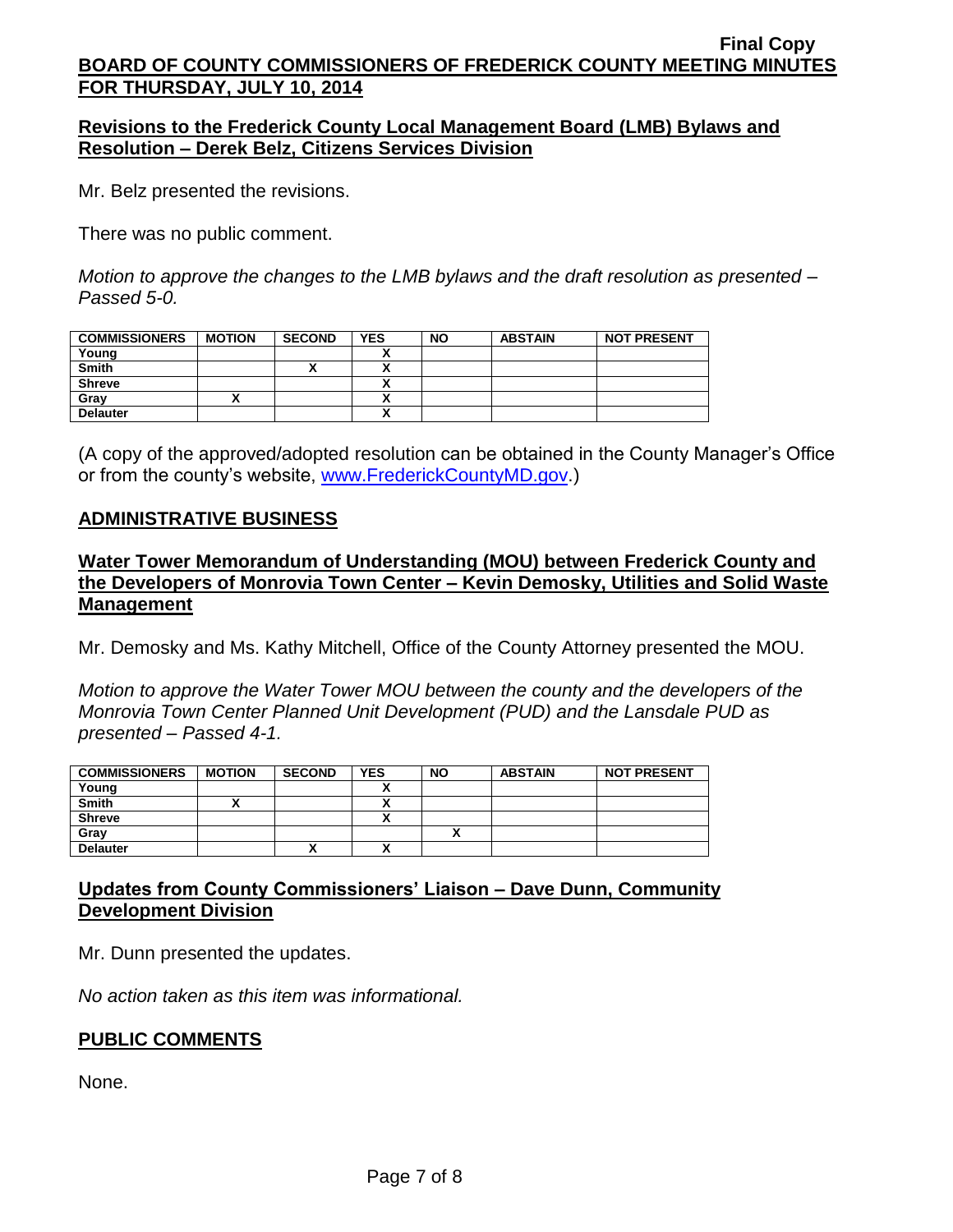## Revisions to the Frederick County Local Management Board (LMB) Bylaws and Resolution – Derek Belz, Citizens Services Division

Mr. Belz presented the revisions.

There was no public comment.

*Motion to approve the changes to the LMB bylaws and the draft resolution as presented – Passed 5-0.*

| COMMISSIONERS | MOTION | SECOND | YES | NO | ABSTAIN | NOT PRESENT |
|---|---|---|---|---|---|---|
| Young | | | X | | | |
| Smith | | X | X | | | |
| Shreve | | | X | | | |
| Gray | X | | X | | | |
| Delauter | | | X | | | |

(A copy of the approved/adopted resolution can be obtained in the County Manager's Office or from the county's website, www.FrederickCountyMD.gov.)

## ADMINISTRATIVE BUSINESS

### Water Tower Memorandum of Understanding (MOU) between Frederick County and the Developers of Monrovia Town Center – Kevin Demosky, Utilities and Solid Waste Management

Mr. Demosky and Ms. Kathy Mitchell, Office of the County Attorney presented the MOU.

*Motion to approve the Water Tower MOU between the county and the developers of the Monrovia Town Center Planned Unit Development (PUD) and the Lansdale PUD as presented – Passed 4-1.*

| COMMISSIONERS | MOTION | SECOND | YES | NO | ABSTAIN | NOT PRESENT |
|---|---|---|---|---|---|---|
| Young | | | X | | | |
| Smith | X | | X | | | |
| Shreve | | | X | | | |
| Gray | | | | X | | |
| Delauter | | X | X | | | |

### Updates from County Commissioners' Liaison – Dave Dunn, Community Development Division

Mr. Dunn presented the updates.

*No action taken as this item was informational.*

## PUBLIC COMMENTS

None.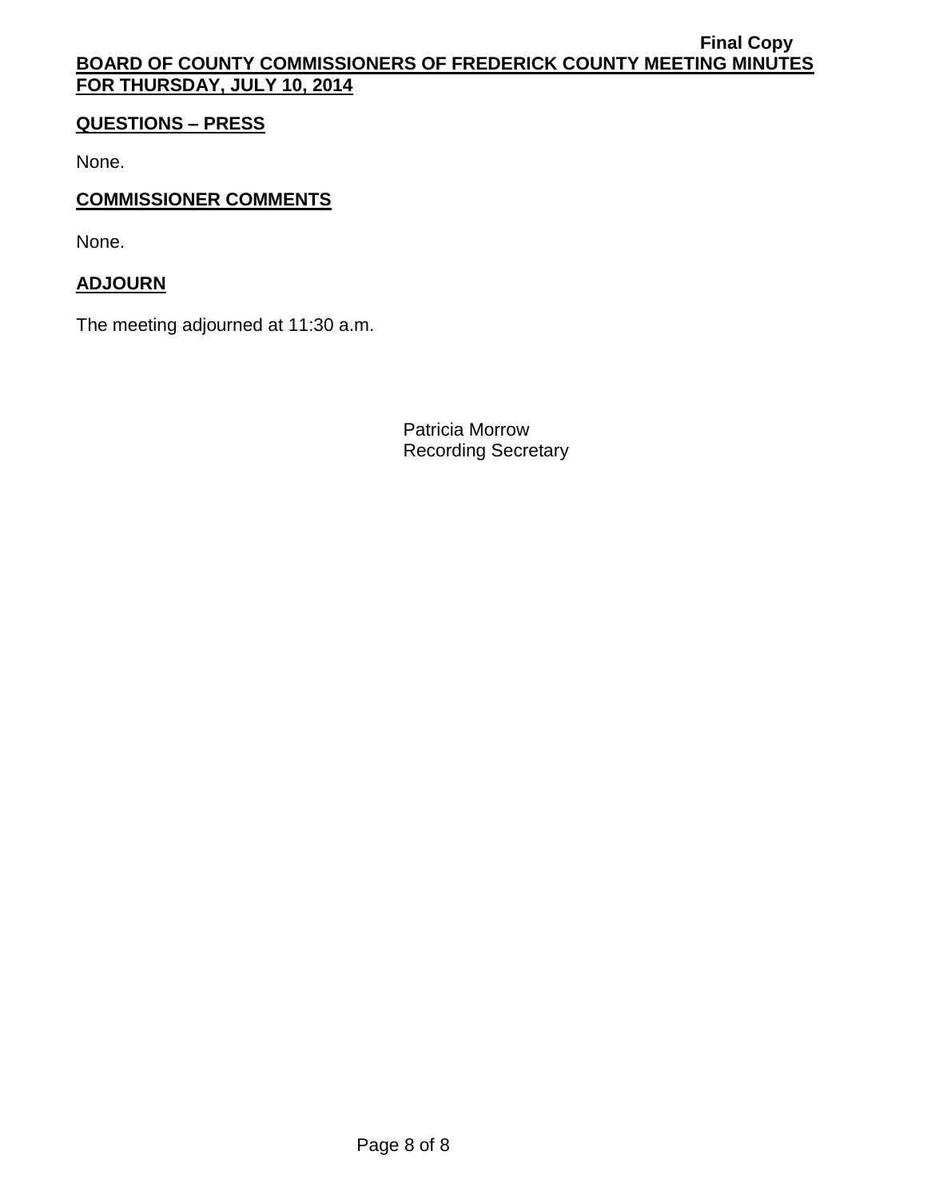## QUESTIONS – PRESS

None.

## COMMISSIONER COMMENTS

None.

## ADJOURN

The meeting adjourned at 11:30 a.m.

Patricia Morrow
Recording Secretary